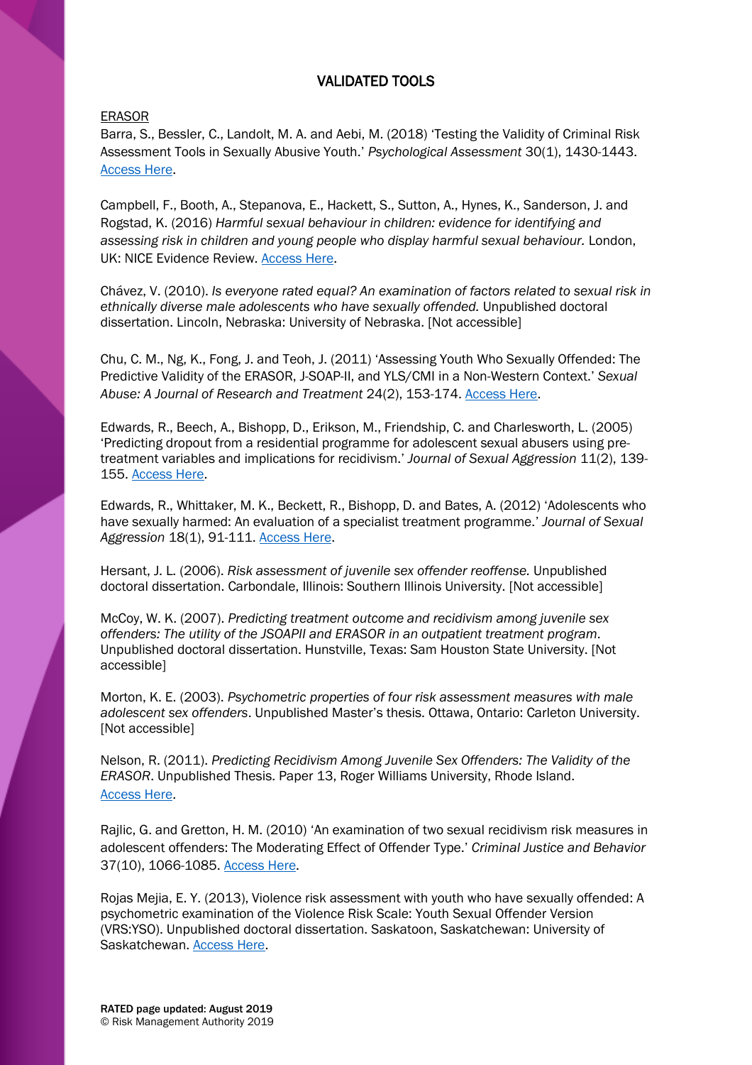# VALIDATED TOOLS

ERASOR

Barra, S., Bessler, C., Landolt, M. A. and Aebi, M. (2018) 'Testing the Validity of Criminal Risk Assessment Tools in Sexually Abusive Youth.' *Psychological Assessment* 30(1), 1430-1443. Access Here.

Campbell, F., Booth, A., Stepanova, E., Hackett, S., Sutton, A., Hynes, K., Sanderson, J. and Rogstad, K. (2016) *Harmful sexual behaviour in children: evidence for identifying and assessing risk in children and young people who display harmful sexual behaviour.* London, UK: NICE Evidence Review. Access Here.

Chávez, V. (2010). *Is everyone rated equal? An examination of factors related to sexual risk in ethnically diverse male adolescents who have sexually offended.* Unpublished doctoral dissertation. Lincoln, Nebraska: University of Nebraska. [Not accessible]

Chu, C. M., Ng, K., Fong, J. and Teoh, J. (2011) 'Assessing Youth Who Sexually Offended: The Predictive Validity of the ERASOR, J-SOAP-II, and YLS/CMI in a Non-Western Context.' *Sexual Abuse: A Journal of Research and Treatment* 24(2), 153-174. Access Here.

Edwards, R., Beech, A., Bishopp, D., Erikson, M., Friendship, C. and Charlesworth, L. (2005) 'Predicting dropout from a residential programme for adolescent sexual abusers using pre-treatment variables and implications for recidivism.' *Journal of Sexual Aggression* 11(2), 139-155. Access Here.

Edwards, R., Whittaker, M. K., Beckett, R., Bishopp, D. and Bates, A. (2012) 'Adolescents who have sexually harmed: An evaluation of a specialist treatment programme.' *Journal of Sexual Aggression* 18(1), 91-111. Access Here.

Hersant, J. L. (2006). *Risk assessment of juvenile sex offender reoffense.* Unpublished doctoral dissertation. Carbondale, Illinois: Southern Illinois University. [Not accessible]

McCoy, W. K. (2007). *Predicting treatment outcome and recidivism among juvenile sex offenders: The utility of the JSOAPII and ERASOR in an outpatient treatment program*. Unpublished doctoral dissertation. Hunstville, Texas: Sam Houston State University. [Not accessible]

Morton, K. E. (2003). *Psychometric properties of four risk assessment measures with male adolescent sex offenders*. Unpublished Master's thesis. Ottawa, Ontario: Carleton University. [Not accessible]

Nelson, R. (2011). *Predicting Recidivism Among Juvenile Sex Offenders: The Validity of the ERASOR*. Unpublished Thesis. Paper 13, Roger Williams University, Rhode Island. Access Here.

Rajlic, G. and Gretton, H. M. (2010) 'An examination of two sexual recidivism risk measures in adolescent offenders: The Moderating Effect of Offender Type.' *Criminal Justice and Behavior* 37(10), 1066-1085. Access Here.

Rojas Mejia, E. Y. (2013), Violence risk assessment with youth who have sexually offended: A psychometric examination of the Violence Risk Scale: Youth Sexual Offender Version (VRS:YSO). Unpublished doctoral dissertation. Saskatoon, Saskatchewan: University of Saskatchewan. Access Here.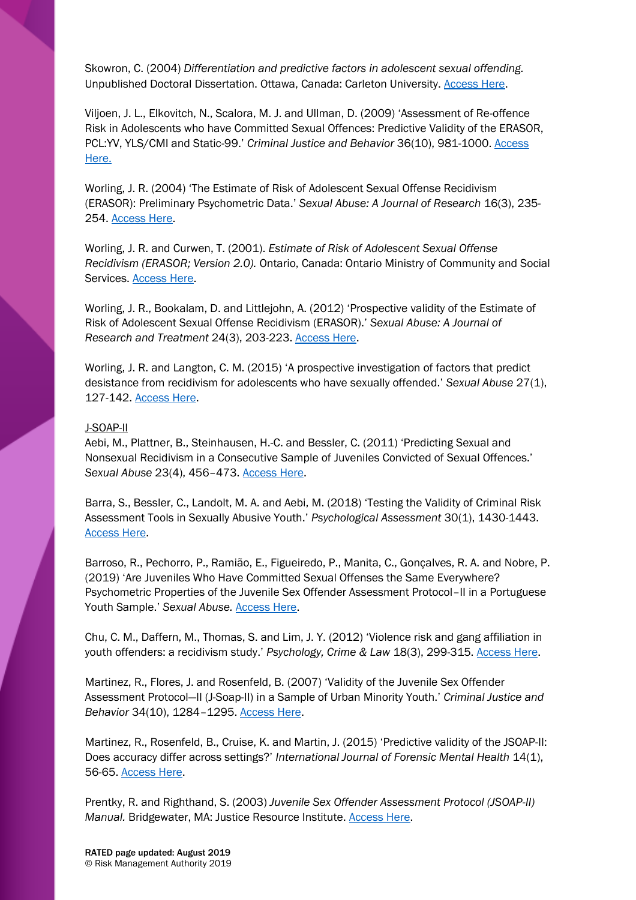Skowron, C. (2004) *Differentiation and predictive factors in adolescent sexual offending.* Unpublished Doctoral Dissertation. Ottawa, Canada: Carleton University. Access Here.

Viljoen, J. L., Elkovitch, N., Scalora, M. J. and Ullman, D. (2009) 'Assessment of Re-offence Risk in Adolescents who have Committed Sexual Offences: Predictive Validity of the ERASOR, PCL:YV, YLS/CMI and Static-99.' *Criminal Justice and Behavior* 36(10), 981-1000. Access Here.

Worling, J. R. (2004) 'The Estimate of Risk of Adolescent Sexual Offense Recidivism (ERASOR): Preliminary Psychometric Data.' *Sexual Abuse: A Journal of Research* 16(3), 235-254. Access Here.

Worling, J. R. and Curwen, T. (2001). *Estimate of Risk of Adolescent Sexual Offense Recidivism (ERASOR; Version 2.0).* Ontario, Canada: Ontario Ministry of Community and Social Services. Access Here.

Worling, J. R., Bookalam, D. and Littlejohn, A. (2012) 'Prospective validity of the Estimate of Risk of Adolescent Sexual Offense Recidivism (ERASOR).' *Sexual Abuse: A Journal of Research and Treatment* 24(3), 203-223. Access Here.

Worling, J. R. and Langton, C. M. (2015) 'A prospective investigation of factors that predict desistance from recidivism for adolescents who have sexually offended.' *Sexual Abuse* 27(1), 127-142. Access Here.

J-SOAP-II

Aebi, M., Plattner, B., Steinhausen, H.-C. and Bessler, C. (2011) 'Predicting Sexual and Nonsexual Recidivism in a Consecutive Sample of Juveniles Convicted of Sexual Offences.' *Sexual Abuse* 23(4), 456–473. Access Here.

Barra, S., Bessler, C., Landolt, M. A. and Aebi, M. (2018) 'Testing the Validity of Criminal Risk Assessment Tools in Sexually Abusive Youth.' *Psychological Assessment* 30(1), 1430-1443. Access Here.

Barroso, R., Pechorro, P., Ramião, E., Figueiredo, P., Manita, C., Gonçalves, R. A. and Nobre, P. (2019) 'Are Juveniles Who Have Committed Sexual Offenses the Same Everywhere? Psychometric Properties of the Juvenile Sex Offender Assessment Protocol–II in a Portuguese Youth Sample.' *Sexual Abuse.* Access Here.

Chu, C. M., Daffern, M., Thomas, S. and Lim, J. Y. (2012) 'Violence risk and gang affiliation in youth offenders: a recidivism study.' *Psychology, Crime & Law* 18(3), 299-315. Access Here.

Martinez, R., Flores, J. and Rosenfeld, B. (2007) 'Validity of the Juvenile Sex Offender Assessment Protocol—II (J-Soap-II) in a Sample of Urban Minority Youth.' *Criminal Justice and Behavior* 34(10), 1284–1295. Access Here.

Martinez, R., Rosenfeld, B., Cruise, K. and Martin, J. (2015) 'Predictive validity of the JSOAP-II: Does accuracy differ across settings?' *International Journal of Forensic Mental Health* 14(1), 56-65. Access Here.

Prentky, R. and Righthand, S. (2003) *Juvenile Sex Offender Assessment Protocol (JSOAP-II) Manual.* Bridgewater, MA: Justice Resource Institute. Access Here.

**RATED page updated: August 2019**
© Risk Management Authority 2019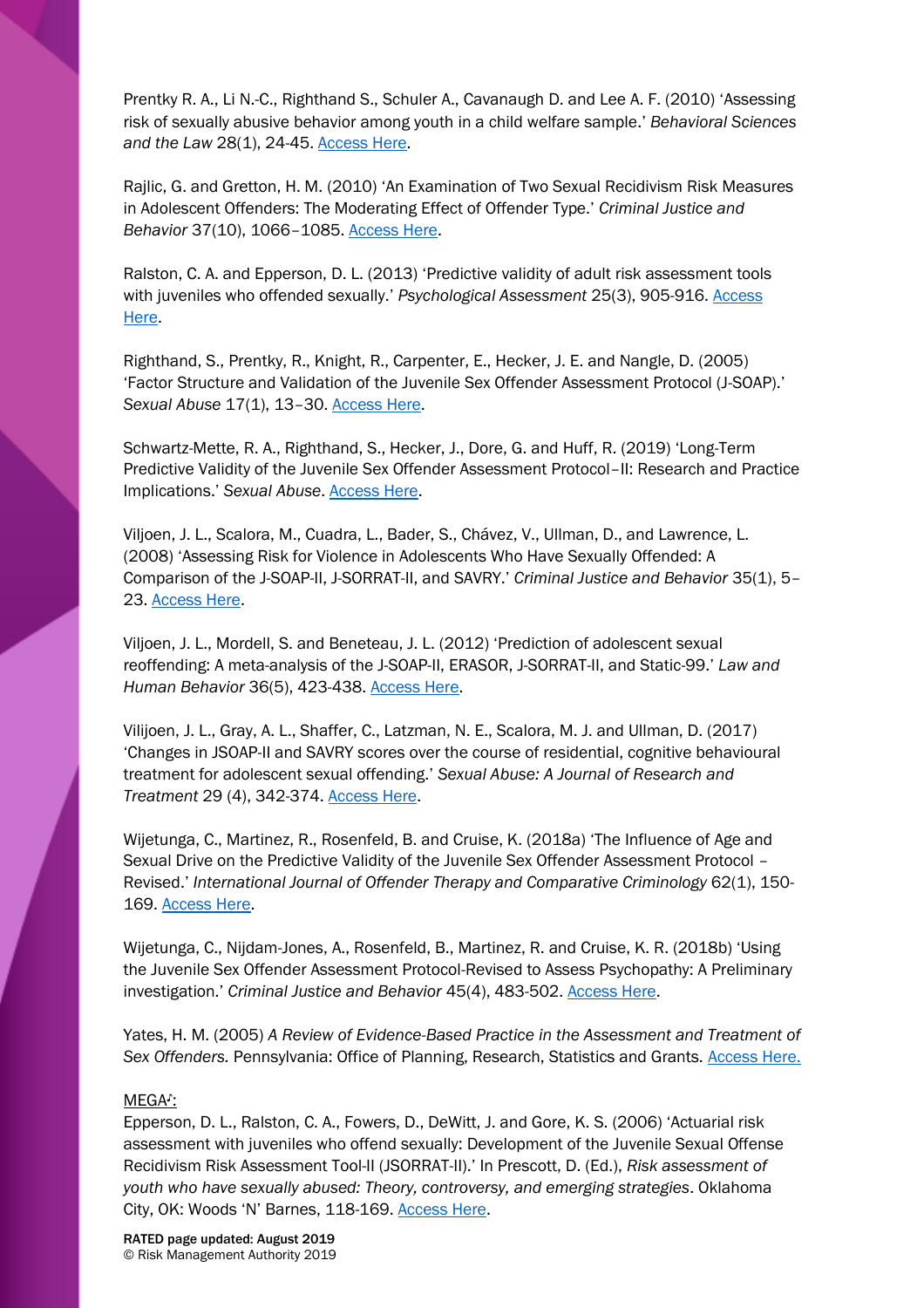Prentky R. A., Li N.-C., Righthand S., Schuler A., Cavanaugh D. and Lee A. F. (2010) 'Assessing risk of sexually abusive behavior among youth in a child welfare sample.' *Behavioral Sciences and the Law* 28(1), 24-45. Access Here.

Rajlic, G. and Gretton, H. M. (2010) 'An Examination of Two Sexual Recidivism Risk Measures in Adolescent Offenders: The Moderating Effect of Offender Type.' *Criminal Justice and Behavior* 37(10), 1066–1085. Access Here.

Ralston, C. A. and Epperson, D. L. (2013) 'Predictive validity of adult risk assessment tools with juveniles who offended sexually.' *Psychological Assessment* 25(3), 905-916. Access Here.

Righthand, S., Prentky, R., Knight, R., Carpenter, E., Hecker, J. E. and Nangle, D. (2005) 'Factor Structure and Validation of the Juvenile Sex Offender Assessment Protocol (J-SOAP).' *Sexual Abuse* 17(1), 13–30. Access Here.

Schwartz-Mette, R. A., Righthand, S., Hecker, J., Dore, G. and Huff, R. (2019) 'Long-Term Predictive Validity of the Juvenile Sex Offender Assessment Protocol–II: Research and Practice Implications.' *Sexual Abuse*. Access Here.

Viljoen, J. L., Scalora, M., Cuadra, L., Bader, S., Chávez, V., Ullman, D., and Lawrence, L. (2008) 'Assessing Risk for Violence in Adolescents Who Have Sexually Offended: A Comparison of the J-SOAP-II, J-SORRAT-II, and SAVRY.' *Criminal Justice and Behavior* 35(1), 5–23. Access Here.

Viljoen, J. L., Mordell, S. and Beneteau, J. L. (2012) 'Prediction of adolescent sexual reoffending: A meta-analysis of the J-SOAP-II, ERASOR, J-SORRAT-II, and Static-99.' *Law and Human Behavior* 36(5), 423-438. Access Here.

Vilijoen, J. L., Gray, A. L., Shaffer, C., Latzman, N. E., Scalora, M. J. and Ullman, D. (2017) 'Changes in JSOAP-II and SAVRY scores over the course of residential, cognitive behavioural treatment for adolescent sexual offending.' *Sexual Abuse: A Journal of Research and Treatment* 29 (4), 342-374. Access Here.

Wijetunga, C., Martinez, R., Rosenfeld, B. and Cruise, K. (2018a) 'The Influence of Age and Sexual Drive on the Predictive Validity of the Juvenile Sex Offender Assessment Protocol – Revised.' *International Journal of Offender Therapy and Comparative Criminology* 62(1), 150-169. Access Here.

Wijetunga, C., Nijdam-Jones, A., Rosenfeld, B., Martinez, R. and Cruise, K. R. (2018b) 'Using the Juvenile Sex Offender Assessment Protocol-Revised to Assess Psychopathy: A Preliminary investigation.' *Criminal Justice and Behavior* 45(4), 483-502. Access Here.

Yates, H. M. (2005) *A Review of Evidence-Based Practice in the Assessment and Treatment of Sex Offenders.* Pennsylvania: Office of Planning, Research, Statistics and Grants. Access Here.

MEGA♪:

Epperson, D. L., Ralston, C. A., Fowers, D., DeWitt, J. and Gore, K. S. (2006) 'Actuarial risk assessment with juveniles who offend sexually: Development of the Juvenile Sexual Offense Recidivism Risk Assessment Tool-II (JSORRAT-II).' In Prescott, D. (Ed.), *Risk assessment of youth who have sexually abused: Theory, controversy, and emerging strategies*. Oklahoma City, OK: Woods 'N' Barnes, 118-169. Access Here.

**RATED page updated: August 2019**
© Risk Management Authority 2019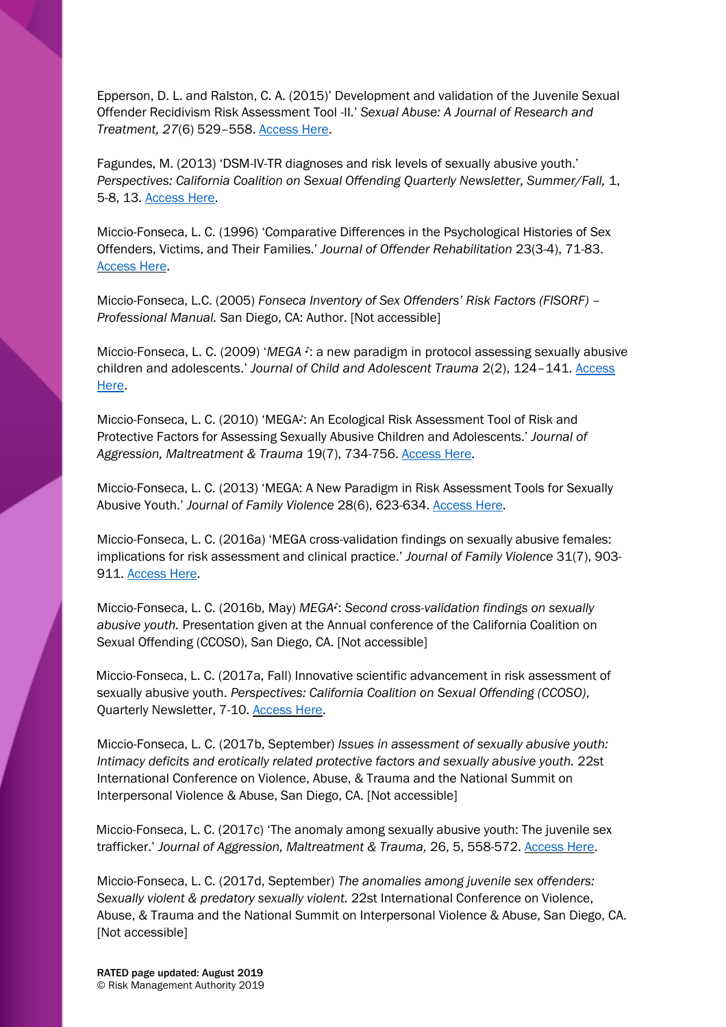Epperson, D. L. and Ralston, C. A. (2015)' Development and validation of the Juvenile Sexual Offender Recidivism Risk Assessment Tool -II.' *Sexual Abuse: A Journal of Research and Treatment, 27*(6) 529–558. Access Here.

Fagundes, M. (2013) 'DSM-IV-TR diagnoses and risk levels of sexually abusive youth.' *Perspectives: California Coalition on Sexual Offending Quarterly Newsletter, Summer/Fall,* 1, 5-8, 13. Access Here.

Miccio-Fonseca, L. C. (1996) 'Comparative Differences in the Psychological Histories of Sex Offenders, Victims, and Their Families.' *Journal of Offender Rehabilitation* 23(3-4), 71-83. Access Here.

Miccio-Fonseca, L.C. (2005) *Fonseca Inventory of Sex Offenders' Risk Factors (FISORF) – Professional Manual.* San Diego, CA: Author. [Not accessible]

Miccio-Fonseca, L. C. (2009) '*MEGA* ♪: a new paradigm in protocol assessing sexually abusive children and adolescents.' *Journal of Child and Adolescent Trauma* 2(2), 124–141. Access Here.

Miccio-Fonseca, L. C. (2010) 'MEGA♪: An Ecological Risk Assessment Tool of Risk and Protective Factors for Assessing Sexually Abusive Children and Adolescents.' *Journal of Aggression, Maltreatment & Trauma* 19(7), 734-756. Access Here.

Miccio-Fonseca, L. C. (2013) 'MEGA: A New Paradigm in Risk Assessment Tools for Sexually Abusive Youth.' *Journal of Family Violence* 28(6), 623-634. Access Here.

Miccio-Fonseca, L. C. (2016a) 'MEGA cross-validation findings on sexually abusive females: implications for risk assessment and clinical practice.' *Journal of Family Violence* 31(7), 903-911. Access Here.

Miccio-Fonseca, L. C. (2016b, May) *MEGA♪: Second cross-validation findings on sexually abusive youth.* Presentation given at the Annual conference of the California Coalition on Sexual Offending (CCOSO), San Diego, CA. [Not accessible]

Miccio-Fonseca, L. C. (2017a, Fall) Innovative scientific advancement in risk assessment of sexually abusive youth. *Perspectives: California Coalition on Sexual Offending (CCOSO)*, Quarterly Newsletter, 7-10. Access Here.

Miccio-Fonseca, L. C. (2017b, September) *Issues in assessment of sexually abusive youth: Intimacy deficits and erotically related protective factors and sexually abusive youth.* 22st International Conference on Violence, Abuse, & Trauma and the National Summit on Interpersonal Violence & Abuse, San Diego, CA. [Not accessible]

Miccio-Fonseca, L. C. (2017c) 'The anomaly among sexually abusive youth: The juvenile sex trafficker.' *Journal of Aggression, Maltreatment & Trauma,* 26, 5, 558-572. Access Here.

Miccio-Fonseca, L. C. (2017d, September) *The anomalies among juvenile sex offenders: Sexually violent & predatory sexually violent.* 22st International Conference on Violence, Abuse, & Trauma and the National Summit on Interpersonal Violence & Abuse, San Diego, CA. [Not accessible]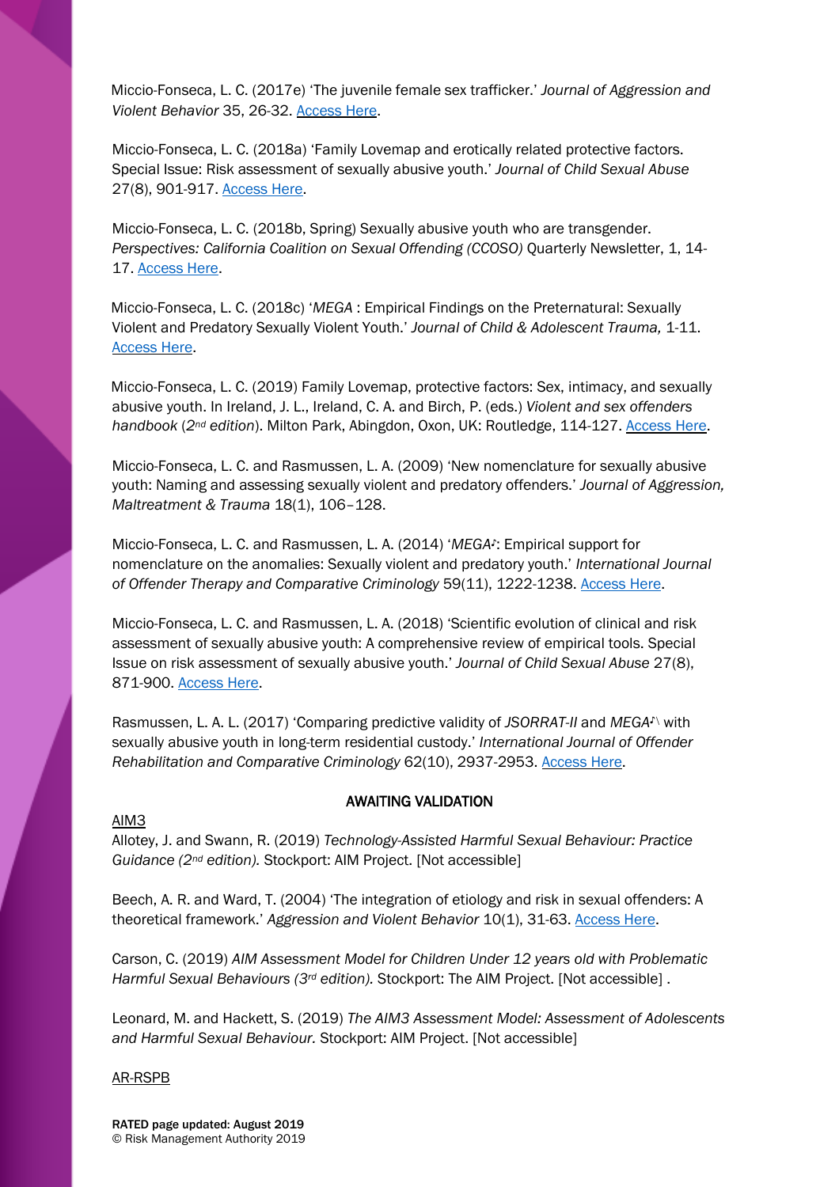Miccio-Fonseca, L. C. (2017e) 'The juvenile female sex trafficker.' *Journal of Aggression and Violent Behavior* 35, 26-32. [Access Here](#).

Miccio-Fonseca, L. C. (2018a) 'Family Lovemap and erotically related protective factors. Special Issue: Risk assessment of sexually abusive youth.' *Journal of Child Sexual Abuse* 27(8), 901-917. [Access Here](#).

Miccio-Fonseca, L. C. (2018b, Spring) Sexually abusive youth who are transgender. *Perspectives: California Coalition on Sexual Offending (CCOSO)* Quarterly Newsletter, 1, 14-17. [Access Here](#).

Miccio-Fonseca, L. C. (2018c) '*MEGA* : Empirical Findings on the Preternatural: Sexually Violent and Predatory Sexually Violent Youth.' *Journal of Child & Adolescent Trauma,* 1-11. [Access Here](#).

Miccio-Fonseca, L. C. (2019) Family Lovemap, protective factors: Sex, intimacy, and sexually abusive youth. In Ireland, J. L., Ireland, C. A. and Birch, P. (eds.) *Violent and sex offenders handbook* (*2nd edition*). Milton Park, Abingdon, Oxon, UK: Routledge, 114-127. [Access Here](#).

Miccio-Fonseca, L. C. and Rasmussen, L. A. (2009) 'New nomenclature for sexually abusive youth: Naming and assessing sexually violent and predatory offenders.' *Journal of Aggression, Maltreatment & Trauma* 18(1), 106–128.

Miccio-Fonseca, L. C. and Rasmussen, L. A. (2014) '*MEGA♪*: Empirical support for nomenclature on the anomalies: Sexually violent and predatory youth.' *International Journal of Offender Therapy and Comparative Criminology* 59(11), 1222-1238. [Access Here](#).

Miccio-Fonseca, L. C. and Rasmussen, L. A. (2018) 'Scientific evolution of clinical and risk assessment of sexually abusive youth: A comprehensive review of empirical tools. Special Issue on risk assessment of sexually abusive youth.' *Journal of Child Sexual Abuse* 27(8), 871-900. [Access Here](#).

Rasmussen, L. A. L. (2017) 'Comparing predictive validity of *JSORRAT-II* and *MEGA♪* with sexually abusive youth in long-term residential custody.' *International Journal of Offender Rehabilitation and Comparative Criminology* 62(10), 2937-2953. [Access Here](#).

## AWAITING VALIDATION

AIM3

Allotey, J. and Swann, R. (2019) *Technology-Assisted Harmful Sexual Behaviour: Practice Guidance (2nd edition).* Stockport: AIM Project. [Not accessible]

Beech, A. R. and Ward, T. (2004) 'The integration of etiology and risk in sexual offenders: A theoretical framework.' *Aggression and Violent Behavior* 10(1), 31-63. [Access Here](#).

Carson, C. (2019) *AIM Assessment Model for Children Under 12 years old with Problematic Harmful Sexual Behaviours (3rd edition).* Stockport: The AIM Project. [Not accessible] .

Leonard, M. and Hackett, S. (2019) *The AIM3 Assessment Model: Assessment of Adolescents and Harmful Sexual Behaviour.* Stockport: AIM Project. [Not accessible]

AR-RSPB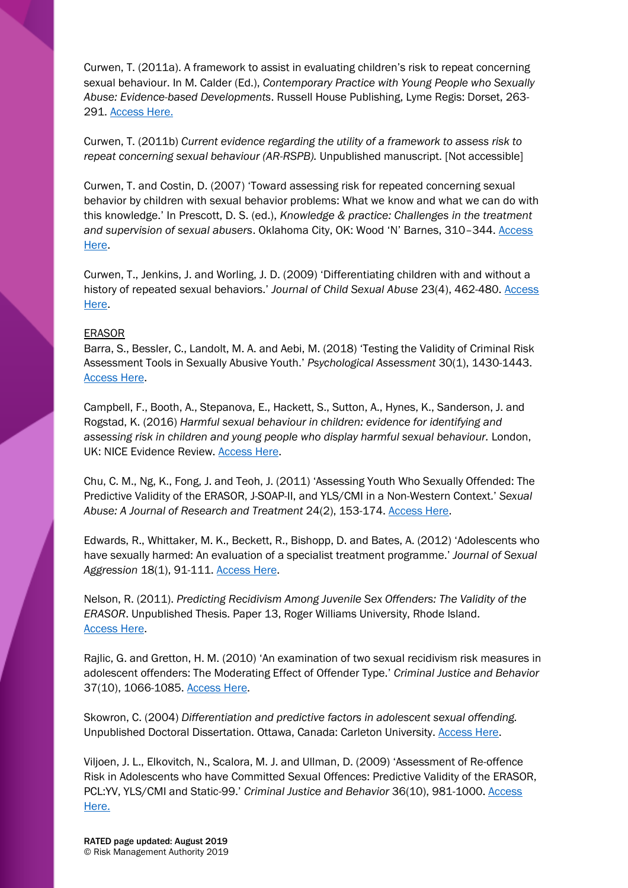Curwen, T. (2011a). A framework to assist in evaluating children's risk to repeat concerning sexual behaviour. In M. Calder (Ed.), *Contemporary Practice with Young People who Sexually Abuse: Evidence-based Developments*. Russell House Publishing, Lyme Regis: Dorset, 263-291. Access Here.

Curwen, T. (2011b) *Current evidence regarding the utility of a framework to assess risk to repeat concerning sexual behaviour (AR-RSPB).* Unpublished manuscript. [Not accessible]

Curwen, T. and Costin, D. (2007) 'Toward assessing risk for repeated concerning sexual behavior by children with sexual behavior problems: What we know and what we can do with this knowledge.' In Prescott, D. S. (ed.), *Knowledge & practice: Challenges in the treatment and supervision of sexual abusers*. Oklahoma City, OK: Wood 'N' Barnes, 310–344. Access Here.

Curwen, T., Jenkins, J. and Worling, J. D. (2009) 'Differentiating children with and without a history of repeated sexual behaviors.' *Journal of Child Sexual Abuse* 23(4), 462-480. Access Here.

ERASOR

Barra, S., Bessler, C., Landolt, M. A. and Aebi, M. (2018) 'Testing the Validity of Criminal Risk Assessment Tools in Sexually Abusive Youth.' *Psychological Assessment* 30(1), 1430-1443. Access Here.

Campbell, F., Booth, A., Stepanova, E., Hackett, S., Sutton, A., Hynes, K., Sanderson, J. and Rogstad, K. (2016) *Harmful sexual behaviour in children: evidence for identifying and assessing risk in children and young people who display harmful sexual behaviour.* London, UK: NICE Evidence Review. Access Here.

Chu, C. M., Ng, K., Fong, J. and Teoh, J. (2011) 'Assessing Youth Who Sexually Offended: The Predictive Validity of the ERASOR, J-SOAP-II, and YLS/CMI in a Non-Western Context.' *Sexual Abuse: A Journal of Research and Treatment* 24(2), 153-174. Access Here.

Edwards, R., Whittaker, M. K., Beckett, R., Bishopp, D. and Bates, A. (2012) 'Adolescents who have sexually harmed: An evaluation of a specialist treatment programme.' *Journal of Sexual Aggression* 18(1), 91-111. Access Here.

Nelson, R. (2011). *Predicting Recidivism Among Juvenile Sex Offenders: The Validity of the ERASOR*. Unpublished Thesis. Paper 13, Roger Williams University, Rhode Island. Access Here.

Rajlic, G. and Gretton, H. M. (2010) 'An examination of two sexual recidivism risk measures in adolescent offenders: The Moderating Effect of Offender Type.' *Criminal Justice and Behavior* 37(10), 1066-1085. Access Here.

Skowron, C. (2004) *Differentiation and predictive factors in adolescent sexual offending.* Unpublished Doctoral Dissertation. Ottawa, Canada: Carleton University. Access Here.

Viljoen, J. L., Elkovitch, N., Scalora, M. J. and Ullman, D. (2009) 'Assessment of Re-offence Risk in Adolescents who have Committed Sexual Offences: Predictive Validity of the ERASOR, PCL:YV, YLS/CMI and Static-99.' *Criminal Justice and Behavior* 36(10), 981-1000. Access Here.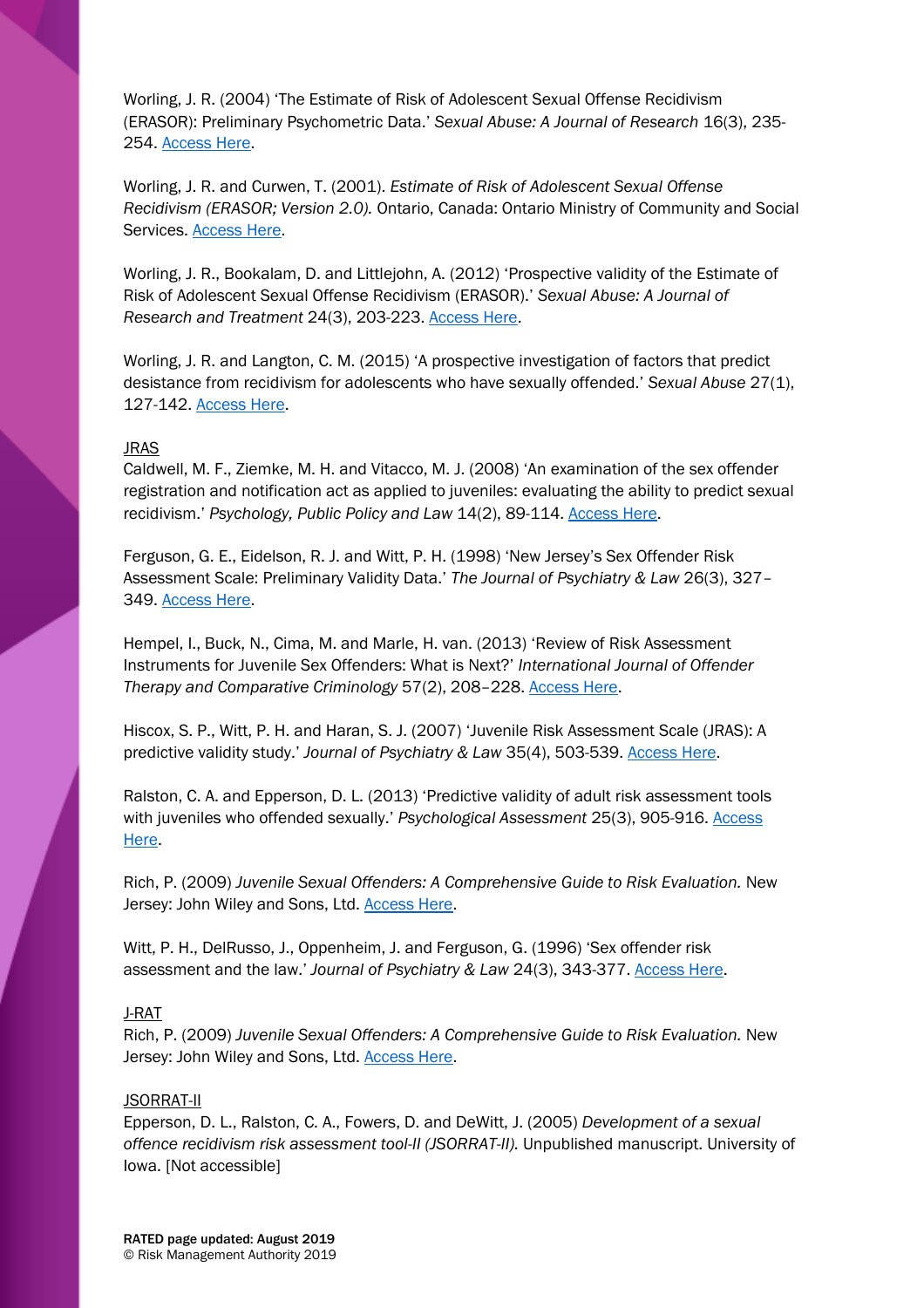Worling, J. R. (2004) 'The Estimate of Risk of Adolescent Sexual Offense Recidivism (ERASOR): Preliminary Psychometric Data.' *Sexual Abuse: A Journal of Research* 16(3), 235-254. Access Here.

Worling, J. R. and Curwen, T. (2001). *Estimate of Risk of Adolescent Sexual Offense Recidivism (ERASOR; Version 2.0).* Ontario, Canada: Ontario Ministry of Community and Social Services. Access Here.

Worling, J. R., Bookalam, D. and Littlejohn, A. (2012) 'Prospective validity of the Estimate of Risk of Adolescent Sexual Offense Recidivism (ERASOR).' *Sexual Abuse: A Journal of Research and Treatment* 24(3), 203-223. Access Here.

Worling, J. R. and Langton, C. M. (2015) 'A prospective investigation of factors that predict desistance from recidivism for adolescents who have sexually offended.' *Sexual Abuse* 27(1), 127-142. Access Here.

JRAS

Caldwell, M. F., Ziemke, M. H. and Vitacco, M. J. (2008) 'An examination of the sex offender registration and notification act as applied to juveniles: evaluating the ability to predict sexual recidivism.' *Psychology, Public Policy and Law* 14(2), 89-114. Access Here.

Ferguson, G. E., Eidelson, R. J. and Witt, P. H. (1998) 'New Jersey's Sex Offender Risk Assessment Scale: Preliminary Validity Data.' *The Journal of Psychiatry & Law* 26(3), 327–349. Access Here.

Hempel, I., Buck, N., Cima, M. and Marle, H. van. (2013) 'Review of Risk Assessment Instruments for Juvenile Sex Offenders: What is Next?' *International Journal of Offender Therapy and Comparative Criminology* 57(2), 208–228. Access Here.

Hiscox, S. P., Witt, P. H. and Haran, S. J. (2007) 'Juvenile Risk Assessment Scale (JRAS): A predictive validity study.' *Journal of Psychiatry & Law* 35(4), 503-539. Access Here.

Ralston, C. A. and Epperson, D. L. (2013) 'Predictive validity of adult risk assessment tools with juveniles who offended sexually.' *Psychological Assessment* 25(3), 905-916. Access Here.

Rich, P. (2009) *Juvenile Sexual Offenders: A Comprehensive Guide to Risk Evaluation.* New Jersey: John Wiley and Sons, Ltd. Access Here.

Witt, P. H., DelRusso, J., Oppenheim, J. and Ferguson, G. (1996) 'Sex offender risk assessment and the law.' *Journal of Psychiatry & Law* 24(3), 343-377. Access Here.

J-RAT

Rich, P. (2009) *Juvenile Sexual Offenders: A Comprehensive Guide to Risk Evaluation.* New Jersey: John Wiley and Sons, Ltd. Access Here.

JSORRAT-II

Epperson, D. L., Ralston, C. A., Fowers, D. and DeWitt, J. (2005) *Development of a sexual offence recidivism risk assessment tool-II (JSORRAT-II).* Unpublished manuscript. University of Iowa. [Not accessible]

**RATED page updated: August 2019**
© Risk Management Authority 2019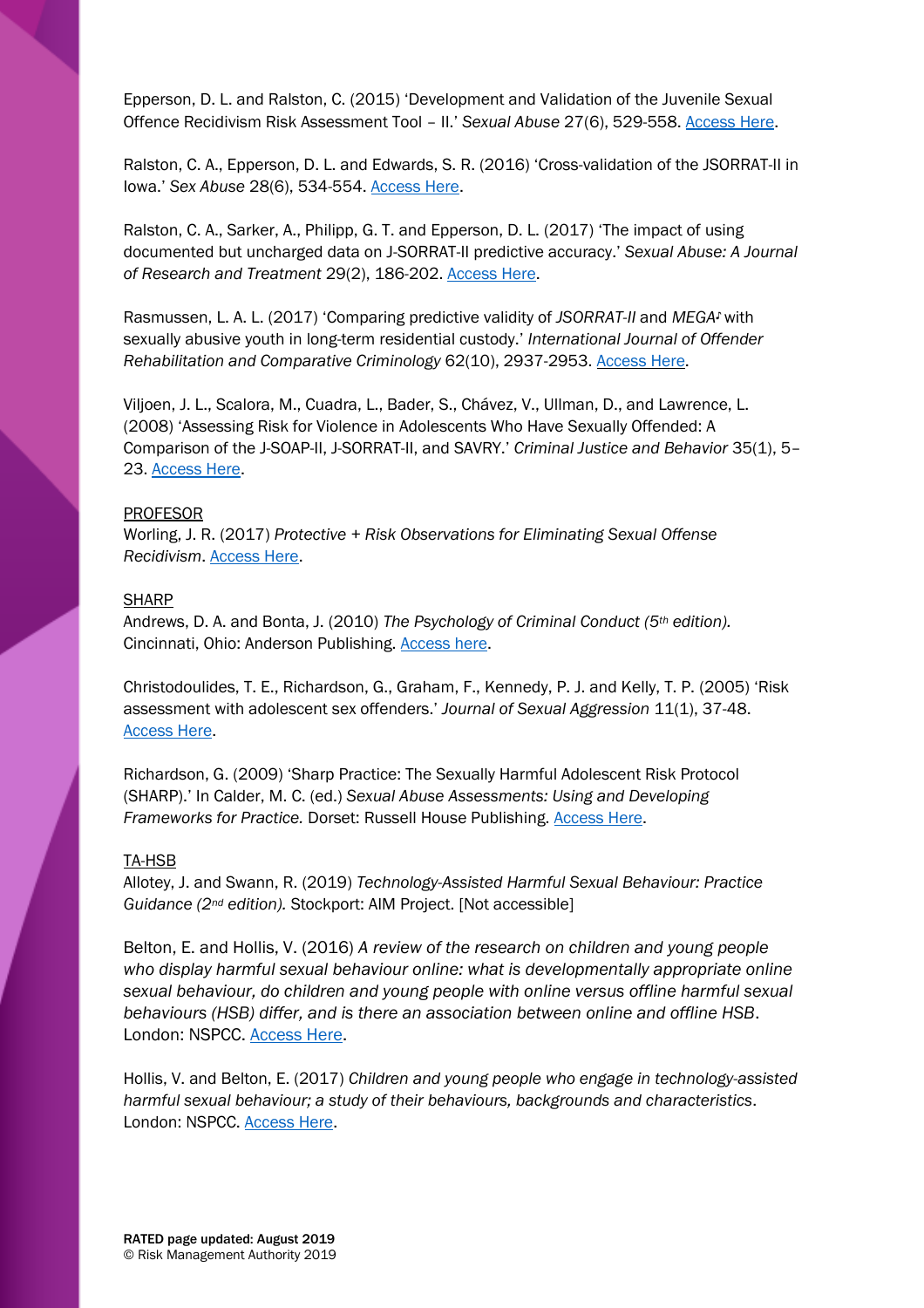Epperson, D. L. and Ralston, C. (2015) 'Development and Validation of the Juvenile Sexual Offence Recidivism Risk Assessment Tool – II.' *Sexual Abuse* 27(6), 529-558. Access Here.

Ralston, C. A., Epperson, D. L. and Edwards, S. R. (2016) 'Cross-validation of the JSORRAT-II in Iowa.' *Sex Abuse* 28(6), 534-554. Access Here.

Ralston, C. A., Sarker, A., Philipp, G. T. and Epperson, D. L. (2017) 'The impact of using documented but uncharged data on J-SORRAT-II predictive accuracy.' *Sexual Abuse: A Journal of Research and Treatment* 29(2), 186-202. Access Here.

Rasmussen, L. A. L. (2017) 'Comparing predictive validity of *JSORRAT-II* and *MEGA♪* with sexually abusive youth in long-term residential custody.' *International Journal of Offender Rehabilitation and Comparative Criminology* 62(10), 2937-2953. Access Here.

Viljoen, J. L., Scalora, M., Cuadra, L., Bader, S., Chávez, V., Ullman, D., and Lawrence, L. (2008) 'Assessing Risk for Violence in Adolescents Who Have Sexually Offended: A Comparison of the J-SOAP-II, J-SORRAT-II, and SAVRY.' *Criminal Justice and Behavior* 35(1), 5–23. Access Here.

PROFESOR

Worling, J. R. (2017) *Protective + Risk Observations for Eliminating Sexual Offense Recidivism*. Access Here.

SHARP

Andrews, D. A. and Bonta, J. (2010) *The Psychology of Criminal Conduct (5th edition).* Cincinnati, Ohio: Anderson Publishing. Access here.

Christodoulides, T. E., Richardson, G., Graham, F., Kennedy, P. J. and Kelly, T. P. (2005) 'Risk assessment with adolescent sex offenders.' *Journal of Sexual Aggression* 11(1), 37-48. Access Here.

Richardson, G. (2009) 'Sharp Practice: The Sexually Harmful Adolescent Risk Protocol (SHARP).' In Calder, M. C. (ed.) *Sexual Abuse Assessments: Using and Developing Frameworks for Practice.* Dorset: Russell House Publishing. Access Here.

TA-HSB

Allotey, J. and Swann, R. (2019) *Technology-Assisted Harmful Sexual Behaviour: Practice Guidance (2nd edition).* Stockport: AIM Project. [Not accessible]

Belton, E. and Hollis, V. (2016) *A review of the research on children and young people who display harmful sexual behaviour online: what is developmentally appropriate online sexual behaviour, do children and young people with online versus offline harmful sexual behaviours (HSB) differ, and is there an association between online and offline HSB*. London: NSPCC. Access Here.

Hollis, V. and Belton, E. (2017) *Children and young people who engage in technology-assisted harmful sexual behaviour; a study of their behaviours, backgrounds and characteristics*. London: NSPCC. Access Here.

**RATED page updated: August 2019**
© Risk Management Authority 2019